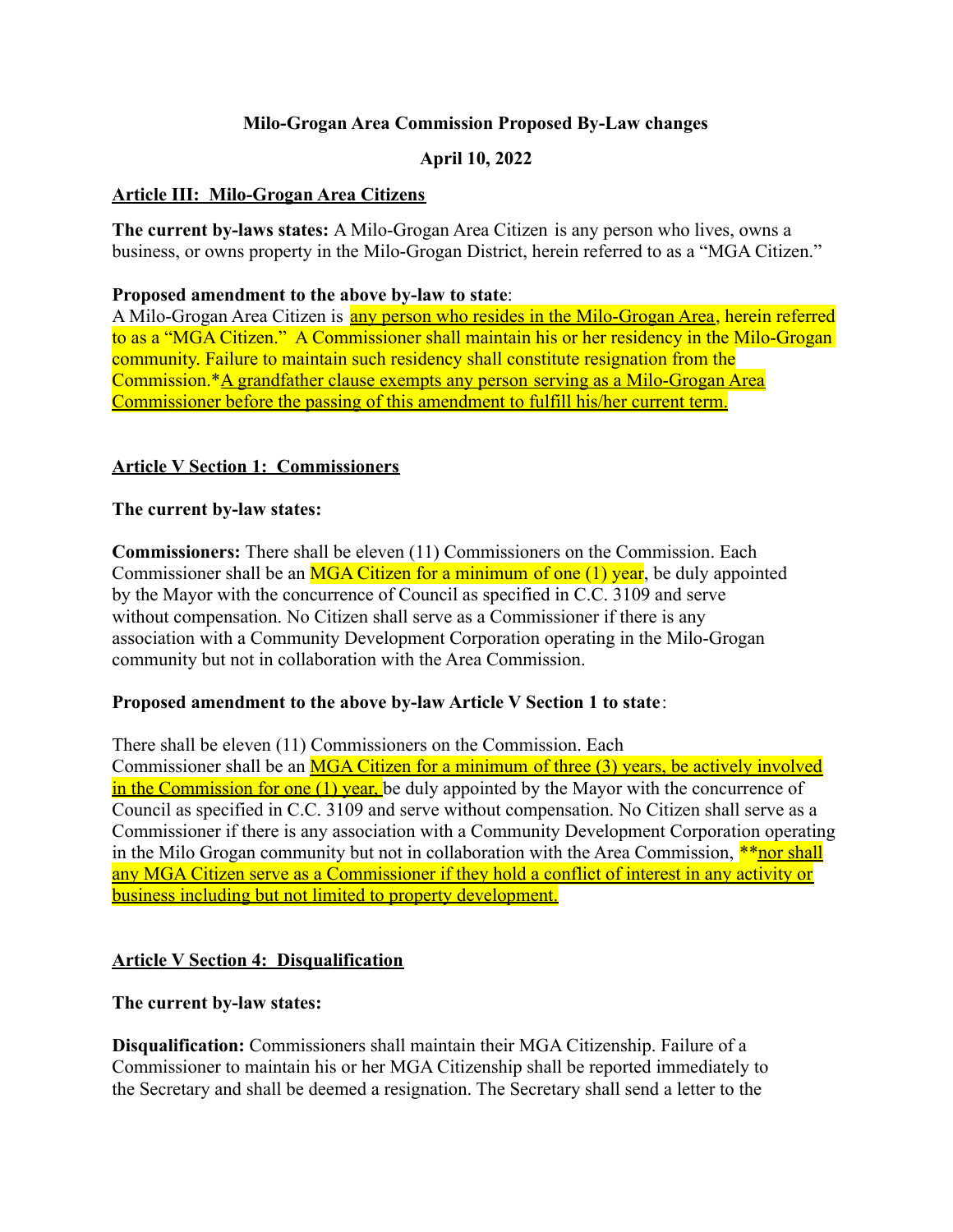**Milo-Grogan Area Commission Proposed By-Law changes**

**April 10, 2022**

**Article III: Milo-Grogan Area Citizens**

**The current by-laws states:** A Milo-Grogan Area Citizen is any person who lives, owns a business, or owns property in the Milo-Grogan District, herein referred to as a "MGA Citizen."

**Proposed amendment to the above by-law to state**:
A Milo-Grogan Area Citizen is any person who resides in the Milo-Grogan Area, herein referred to as a "MGA Citizen." A Commissioner shall maintain his or her residency in the Milo-Grogan community. Failure to maintain such residency shall constitute resignation from the Commission.*A grandfather clause exempts any person serving as a Milo-Grogan Area Commissioner before the passing of this amendment to fulfill his/her current term.

**Article V Section 1: Commissioners**

**The current by-law states:**

**Commissioners:** There shall be eleven (11) Commissioners on the Commission. Each Commissioner shall be an MGA Citizen for a minimum of one (1) year, be duly appointed by the Mayor with the concurrence of Council as specified in C.C. 3109 and serve without compensation. No Citizen shall serve as a Commissioner if there is any association with a Community Development Corporation operating in the Milo-Grogan community but not in collaboration with the Area Commission.

**Proposed amendment to the above by-law Article V Section 1 to state**:

There shall be eleven (11) Commissioners on the Commission. Each Commissioner shall be an MGA Citizen for a minimum of three (3) years, be actively involved in the Commission for one (1) year, be duly appointed by the Mayor with the concurrence of Council as specified in C.C. 3109 and serve without compensation. No Citizen shall serve as a Commissioner if there is any association with a Community Development Corporation operating in the Milo Grogan community but not in collaboration with the Area Commission, **nor shall any MGA Citizen serve as a Commissioner if they hold a conflict of interest in any activity or business including but not limited to property development.

**Article V Section 4: Disqualification**

**The current by-law states:**

**Disqualification:** Commissioners shall maintain their MGA Citizenship. Failure of a Commissioner to maintain his or her MGA Citizenship shall be reported immediately to the Secretary and shall be deemed a resignation. The Secretary shall send a letter to the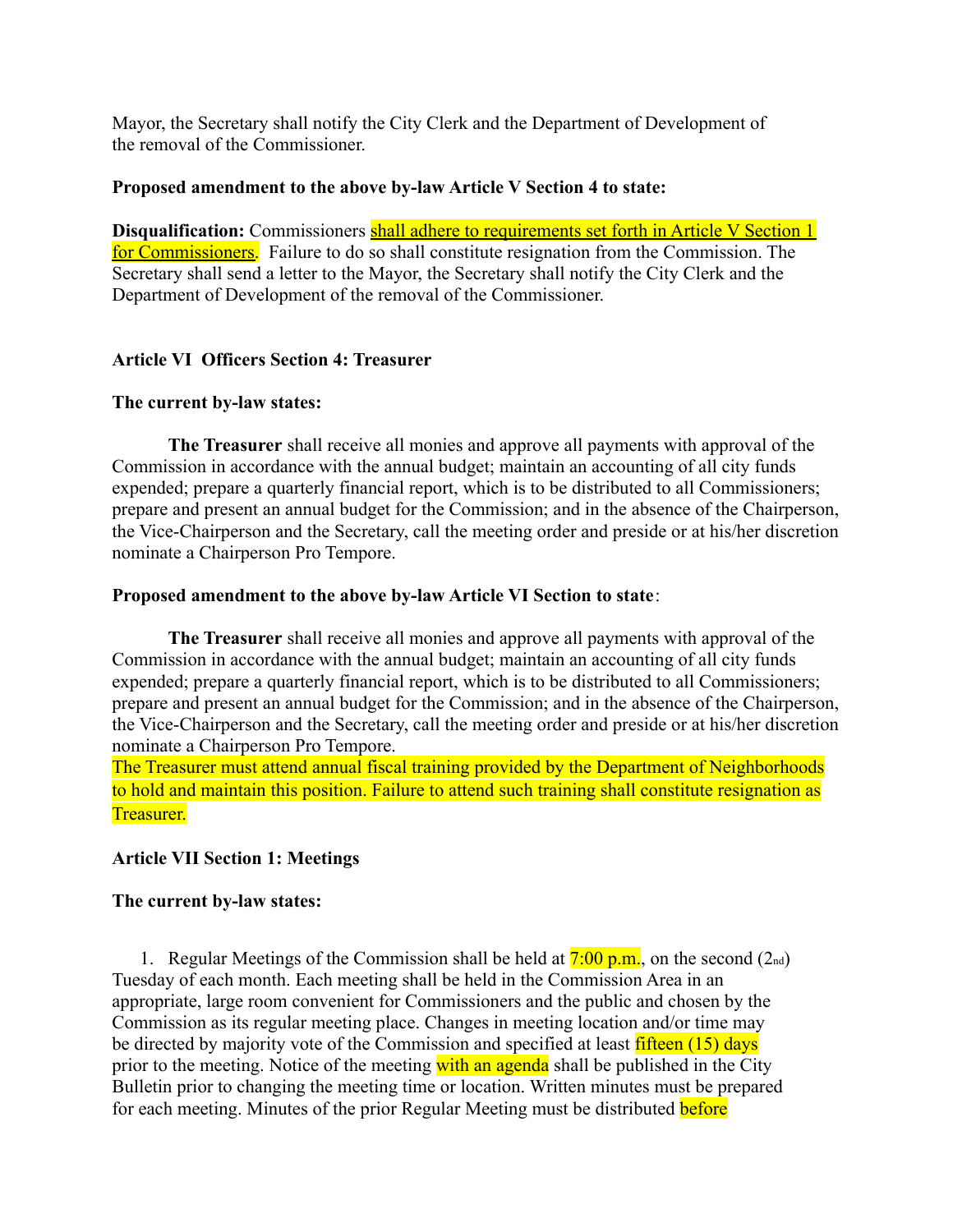Mayor, the Secretary shall notify the City Clerk and the Department of Development of the removal of the Commissioner.

**Proposed amendment to the above by-law Article V Section 4 to state:**

**Disqualification:** Commissioners shall adhere to requirements set forth in Article V Section 1 for Commissioners. Failure to do so shall constitute resignation from the Commission. The Secretary shall send a letter to the Mayor, the Secretary shall notify the City Clerk and the Department of Development of the removal of the Commissioner.

**Article VI Officers Section 4: Treasurer**

**The current by-law states:**

**The Treasurer** shall receive all monies and approve all payments with approval of the Commission in accordance with the annual budget; maintain an accounting of all city funds expended; prepare a quarterly financial report, which is to be distributed to all Commissioners; prepare and present an annual budget for the Commission; and in the absence of the Chairperson, the Vice-Chairperson and the Secretary, call the meeting order and preside or at his/her discretion nominate a Chairperson Pro Tempore.

**Proposed amendment to the above by-law Article VI Section to state**:

**The Treasurer** shall receive all monies and approve all payments with approval of the Commission in accordance with the annual budget; maintain an accounting of all city funds expended; prepare a quarterly financial report, which is to be distributed to all Commissioners; prepare and present an annual budget for the Commission; and in the absence of the Chairperson, the Vice-Chairperson and the Secretary, call the meeting order and preside or at his/her discretion nominate a Chairperson Pro Tempore.
The Treasurer must attend annual fiscal training provided by the Department of Neighborhoods to hold and maintain this position. Failure to attend such training shall constitute resignation as Treasurer.

**Article VII Section 1: Meetings**

**The current by-law states:**

1. Regular Meetings of the Commission shall be held at 7:00 p.m., on the second (2nd) Tuesday of each month. Each meeting shall be held in the Commission Area in an appropriate, large room convenient for Commissioners and the public and chosen by the Commission as its regular meeting place. Changes in meeting location and/or time may be directed by majority vote of the Commission and specified at least fifteen (15) days prior to the meeting. Notice of the meeting with an agenda shall be published in the City Bulletin prior to changing the meeting time or location. Written minutes must be prepared for each meeting. Minutes of the prior Regular Meeting must be distributed before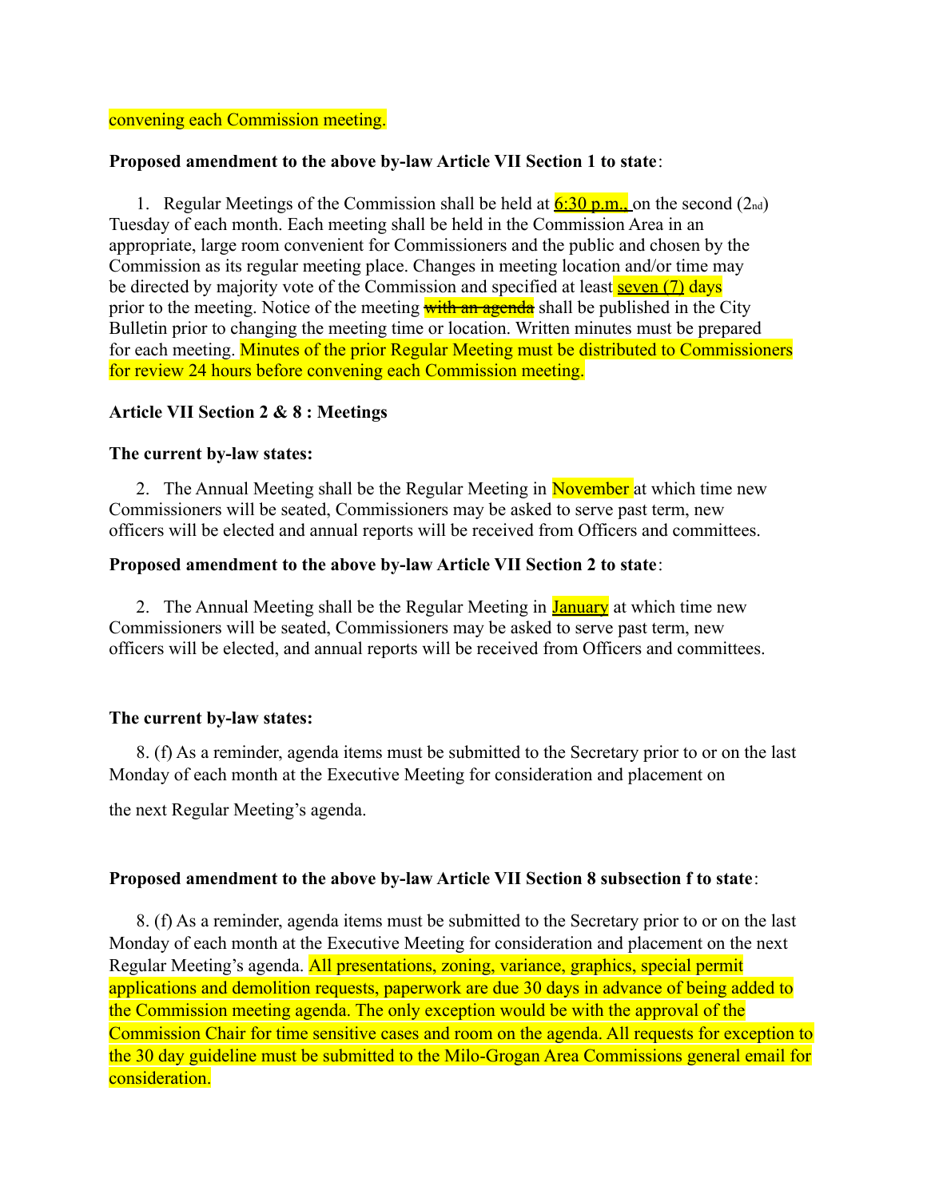convening each Commission meeting.

**Proposed amendment to the above by-law Article VII Section 1 to state**:

1. Regular Meetings of the Commission shall be held at 6:30 p.m., on the second (2nd) Tuesday of each month. Each meeting shall be held in the Commission Area in an appropriate, large room convenient for Commissioners and the public and chosen by the Commission as its regular meeting place. Changes in meeting location and/or time may be directed by majority vote of the Commission and specified at least seven (7) days prior to the meeting. Notice of the meeting ~~with an agenda~~ shall be published in the City Bulletin prior to changing the meeting time or location. Written minutes must be prepared for each meeting. Minutes of the prior Regular Meeting must be distributed to Commissioners for review 24 hours before convening each Commission meeting.

**Article VII Section 2 & 8 : Meetings**

**The current by-law states:**

2. The Annual Meeting shall be the Regular Meeting in November at which time new Commissioners will be seated, Commissioners may be asked to serve past term, new officers will be elected and annual reports will be received from Officers and committees.

**Proposed amendment to the above by-law Article VII Section 2 to state**:

2. The Annual Meeting shall be the Regular Meeting in January at which time new Commissioners will be seated, Commissioners may be asked to serve past term, new officers will be elected, and annual reports will be received from Officers and committees.

**The current by-law states:**

8. (f) As a reminder, agenda items must be submitted to the Secretary prior to or on the last Monday of each month at the Executive Meeting for consideration and placement on the next Regular Meeting's agenda.

**Proposed amendment to the above by-law Article VII Section 8 subsection f to state**:

8. (f) As a reminder, agenda items must be submitted to the Secretary prior to or on the last Monday of each month at the Executive Meeting for consideration and placement on the next Regular Meeting's agenda. All presentations, zoning, variance, graphics, special permit applications and demolition requests, paperwork are due 30 days in advance of being added to the Commission meeting agenda. The only exception would be with the approval of the Commission Chair for time sensitive cases and room on the agenda. All requests for exception to the 30 day guideline must be submitted to the Milo-Grogan Area Commissions general email for consideration.